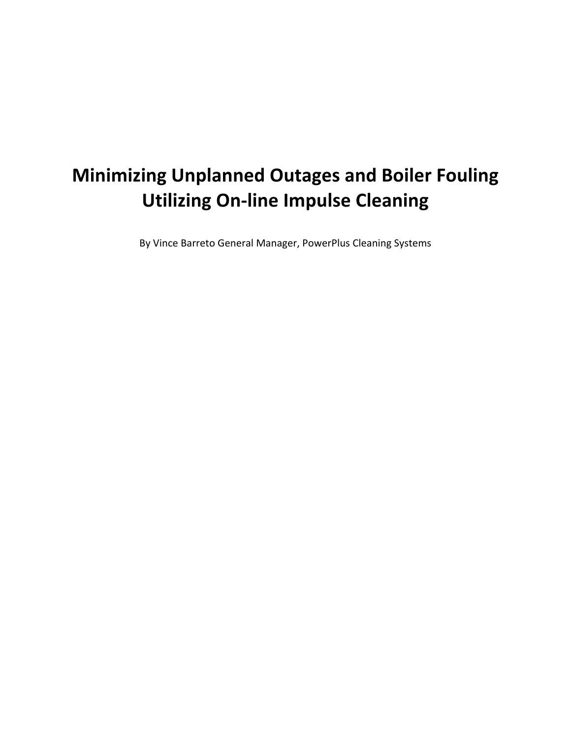# Minimizing Unplanned Outages and Boiler Fouling Utilizing On-line Impulse Cleaning

By Vince Barreto General Manager, PowerPlus Cleaning Systems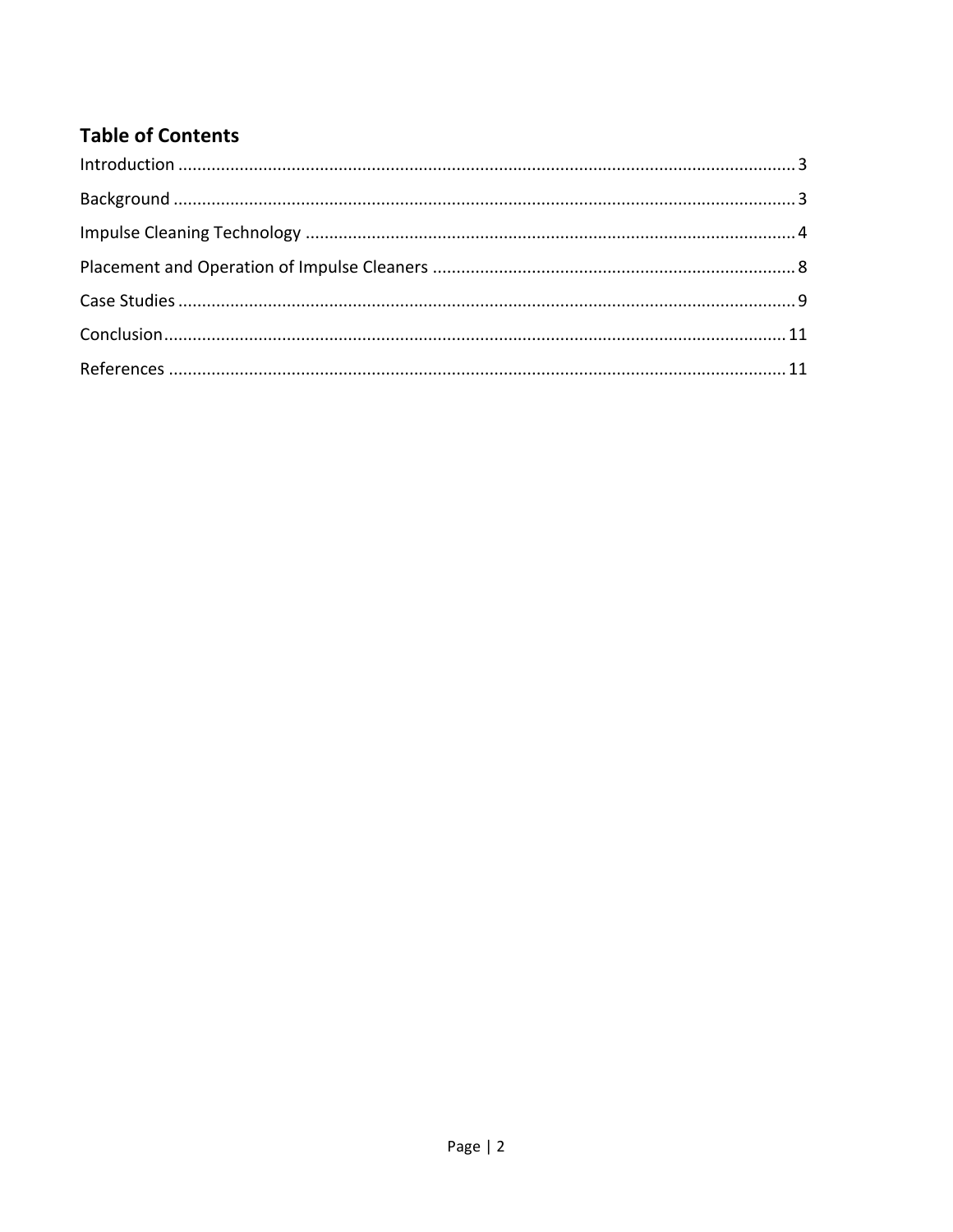## Table of Contents

Introduction .................................................................................................................................. 3

Background .................................................................................................................................... 3

Impulse Cleaning Technology ........................................................................................................ 4

Placement and Operation of Impulse Cleaners ............................................................................. 8

Case Studies .................................................................................................................................. 9

Conclusion.................................................................................................................................... 11

References ................................................................................................................................... 11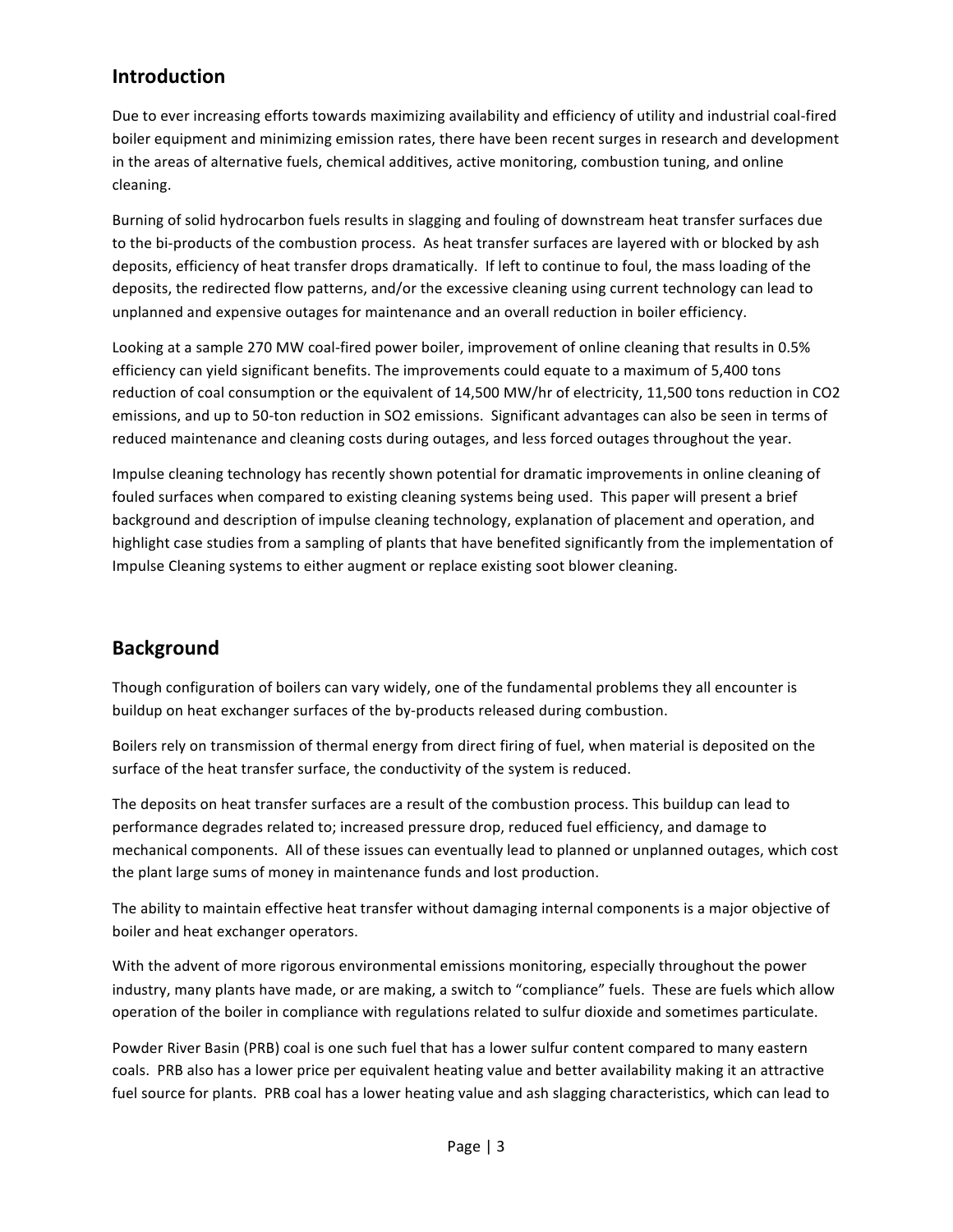## Introduction

Due to ever increasing efforts towards maximizing availability and efficiency of utility and industrial coal-fired boiler equipment and minimizing emission rates, there have been recent surges in research and development in the areas of alternative fuels, chemical additives, active monitoring, combustion tuning, and online cleaning.

Burning of solid hydrocarbon fuels results in slagging and fouling of downstream heat transfer surfaces due to the bi-products of the combustion process. As heat transfer surfaces are layered with or blocked by ash deposits, efficiency of heat transfer drops dramatically. If left to continue to foul, the mass loading of the deposits, the redirected flow patterns, and/or the excessive cleaning using current technology can lead to unplanned and expensive outages for maintenance and an overall reduction in boiler efficiency.

Looking at a sample 270 MW coal-fired power boiler, improvement of online cleaning that results in 0.5% efficiency can yield significant benefits. The improvements could equate to a maximum of 5,400 tons reduction of coal consumption or the equivalent of 14,500 MW/hr of electricity, 11,500 tons reduction in $CO_2$ emissions, and up to 50-ton reduction in $SO_2$ emissions. Significant advantages can also be seen in terms of reduced maintenance and cleaning costs during outages, and less forced outages throughout the year.

Impulse cleaning technology has recently shown potential for dramatic improvements in online cleaning of fouled surfaces when compared to existing cleaning systems being used. This paper will present a brief background and description of impulse cleaning technology, explanation of placement and operation, and highlight case studies from a sampling of plants that have benefited significantly from the implementation of Impulse Cleaning systems to either augment or replace existing soot blower cleaning.

## Background

Though configuration of boilers can vary widely, one of the fundamental problems they all encounter is buildup on heat exchanger surfaces of the by-products released during combustion.

Boilers rely on transmission of thermal energy from direct firing of fuel, when material is deposited on the surface of the heat transfer surface, the conductivity of the system is reduced.

The deposits on heat transfer surfaces are a result of the combustion process. This buildup can lead to performance degrades related to; increased pressure drop, reduced fuel efficiency, and damage to mechanical components. All of these issues can eventually lead to planned or unplanned outages, which cost the plant large sums of money in maintenance funds and lost production.

The ability to maintain effective heat transfer without damaging internal components is a major objective of boiler and heat exchanger operators.

With the advent of more rigorous environmental emissions monitoring, especially throughout the power industry, many plants have made, or are making, a switch to "compliance" fuels. These are fuels which allow operation of the boiler in compliance with regulations related to sulfur dioxide and sometimes particulate.

Powder River Basin (PRB) coal is one such fuel that has a lower sulfur content compared to many eastern coals. PRB also has a lower price per equivalent heating value and better availability making it an attractive fuel source for plants. PRB coal has a lower heating value and ash slagging characteristics, which can lead to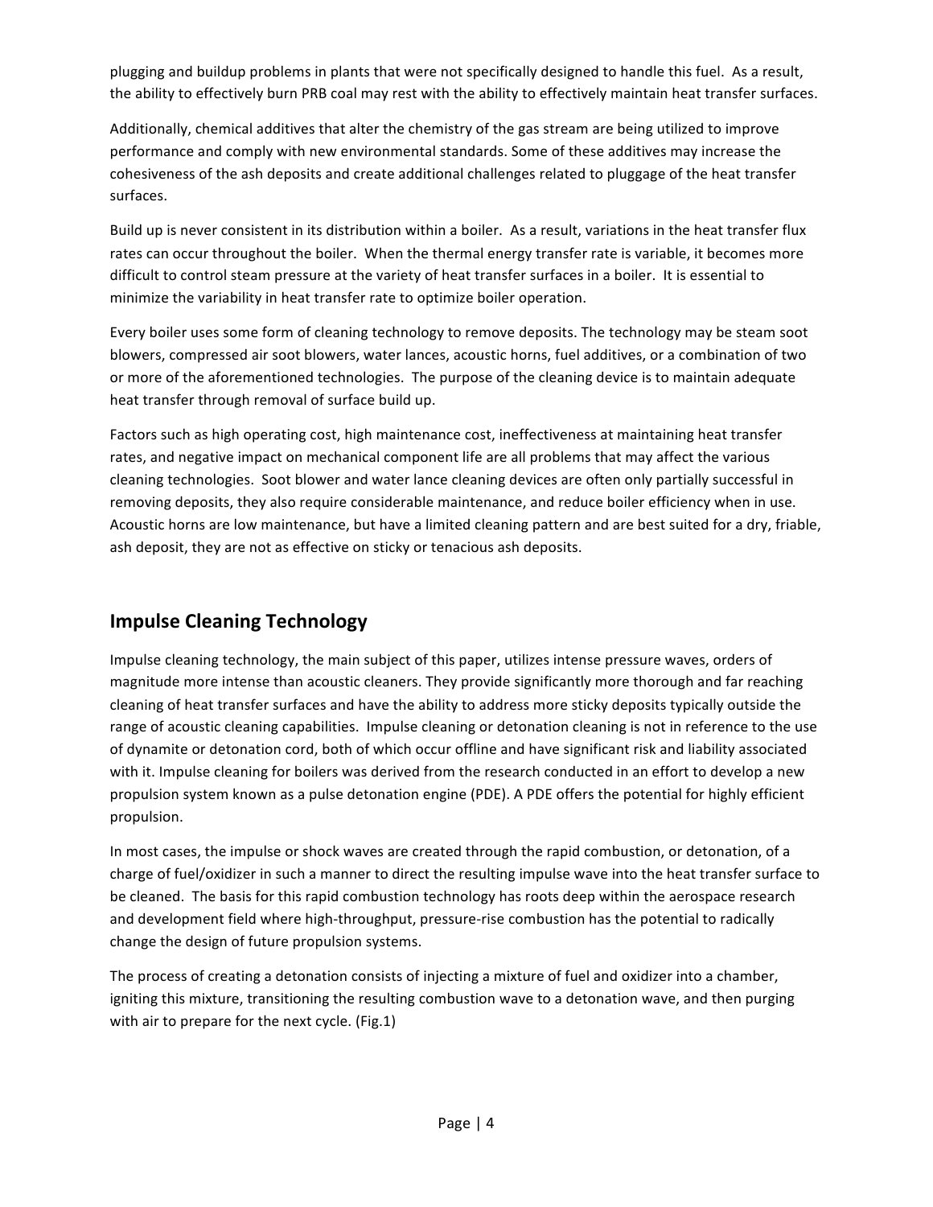plugging and buildup problems in plants that were not specifically designed to handle this fuel. As a result, the ability to effectively burn PRB coal may rest with the ability to effectively maintain heat transfer surfaces.

Additionally, chemical additives that alter the chemistry of the gas stream are being utilized to improve performance and comply with new environmental standards. Some of these additives may increase the cohesiveness of the ash deposits and create additional challenges related to pluggage of the heat transfer surfaces.

Build up is never consistent in its distribution within a boiler. As a result, variations in the heat transfer flux rates can occur throughout the boiler. When the thermal energy transfer rate is variable, it becomes more difficult to control steam pressure at the variety of heat transfer surfaces in a boiler. It is essential to minimize the variability in heat transfer rate to optimize boiler operation.

Every boiler uses some form of cleaning technology to remove deposits. The technology may be steam soot blowers, compressed air soot blowers, water lances, acoustic horns, fuel additives, or a combination of two or more of the aforementioned technologies. The purpose of the cleaning device is to maintain adequate heat transfer through removal of surface build up.

Factors such as high operating cost, high maintenance cost, ineffectiveness at maintaining heat transfer rates, and negative impact on mechanical component life are all problems that may affect the various cleaning technologies. Soot blower and water lance cleaning devices are often only partially successful in removing deposits, they also require considerable maintenance, and reduce boiler efficiency when in use. Acoustic horns are low maintenance, but have a limited cleaning pattern and are best suited for a dry, friable, ash deposit, they are not as effective on sticky or tenacious ash deposits.

## Impulse Cleaning Technology

Impulse cleaning technology, the main subject of this paper, utilizes intense pressure waves, orders of magnitude more intense than acoustic cleaners. They provide significantly more thorough and far reaching cleaning of heat transfer surfaces and have the ability to address more sticky deposits typically outside the range of acoustic cleaning capabilities. Impulse cleaning or detonation cleaning is not in reference to the use of dynamite or detonation cord, both of which occur offline and have significant risk and liability associated with it. Impulse cleaning for boilers was derived from the research conducted in an effort to develop a new propulsion system known as a pulse detonation engine (PDE). A PDE offers the potential for highly efficient propulsion.

In most cases, the impulse or shock waves are created through the rapid combustion, or detonation, of a charge of fuel/oxidizer in such a manner to direct the resulting impulse wave into the heat transfer surface to be cleaned. The basis for this rapid combustion technology has roots deep within the aerospace research and development field where high-throughput, pressure-rise combustion has the potential to radically change the design of future propulsion systems.

The process of creating a detonation consists of injecting a mixture of fuel and oxidizer into a chamber, igniting this mixture, transitioning the resulting combustion wave to a detonation wave, and then purging with air to prepare for the next cycle. (Fig.1)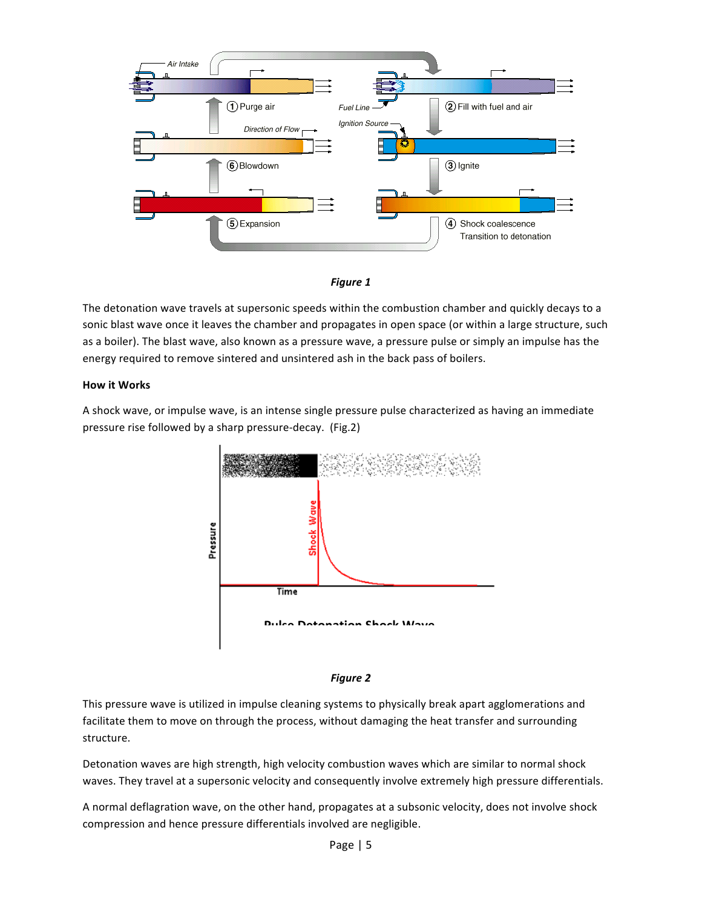*Figure 1*

The detonation wave travels at supersonic speeds within the combustion chamber and quickly decays to a sonic blast wave once it leaves the chamber and propagates in open space (or within a large structure, such as a boiler). The blast wave, also known as a pressure wave, a pressure pulse or simply an impulse has the energy required to remove sintered and unsintered ash in the back pass of boilers.

**How it Works**

A shock wave, or impulse wave, is an intense single pressure pulse characterized as having an immediate pressure rise followed by a sharp pressure-decay. (Fig.2)

*Figure 2*

This pressure wave is utilized in impulse cleaning systems to physically break apart agglomerations and facilitate them to move on through the process, without damaging the heat transfer and surrounding structure.

Detonation waves are high strength, high velocity combustion waves which are similar to normal shock waves. They travel at a supersonic velocity and consequently involve extremely high pressure differentials.

A normal deflagration wave, on the other hand, propagates at a subsonic velocity, does not involve shock compression and hence pressure differentials involved are negligible.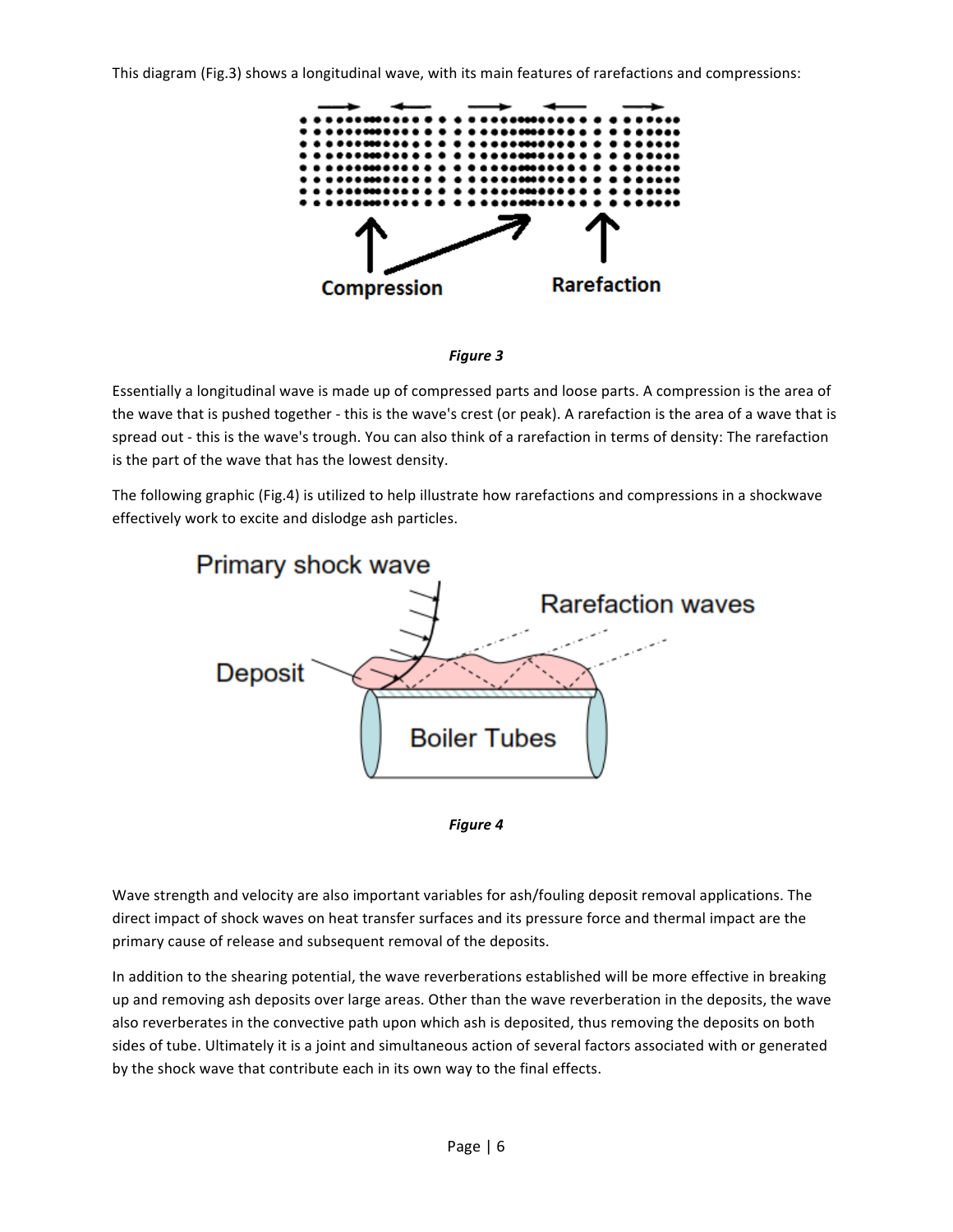This diagram (Fig.3) shows a longitudinal wave, with its main features of rarefactions and compressions:

*Figure 3*

Essentially a longitudinal wave is made up of compressed parts and loose parts. A compression is the area of the wave that is pushed together - this is the wave's crest (or peak). A rarefaction is the area of a wave that is spread out - this is the wave's trough. You can also think of a rarefaction in terms of density: The rarefaction is the part of the wave that has the lowest density.

The following graphic (Fig.4) is utilized to help illustrate how rarefactions and compressions in a shockwave effectively work to excite and dislodge ash particles.

*Figure 4*

Wave strength and velocity are also important variables for ash/fouling deposit removal applications. The direct impact of shock waves on heat transfer surfaces and its pressure force and thermal impact are the primary cause of release and subsequent removal of the deposits.

In addition to the shearing potential, the wave reverberations established will be more effective in breaking up and removing ash deposits over large areas. Other than the wave reverberation in the deposits, the wave also reverberates in the convective path upon which ash is deposited, thus removing the deposits on both sides of tube. Ultimately it is a joint and simultaneous action of several factors associated with or generated by the shock wave that contribute each in its own way to the final effects.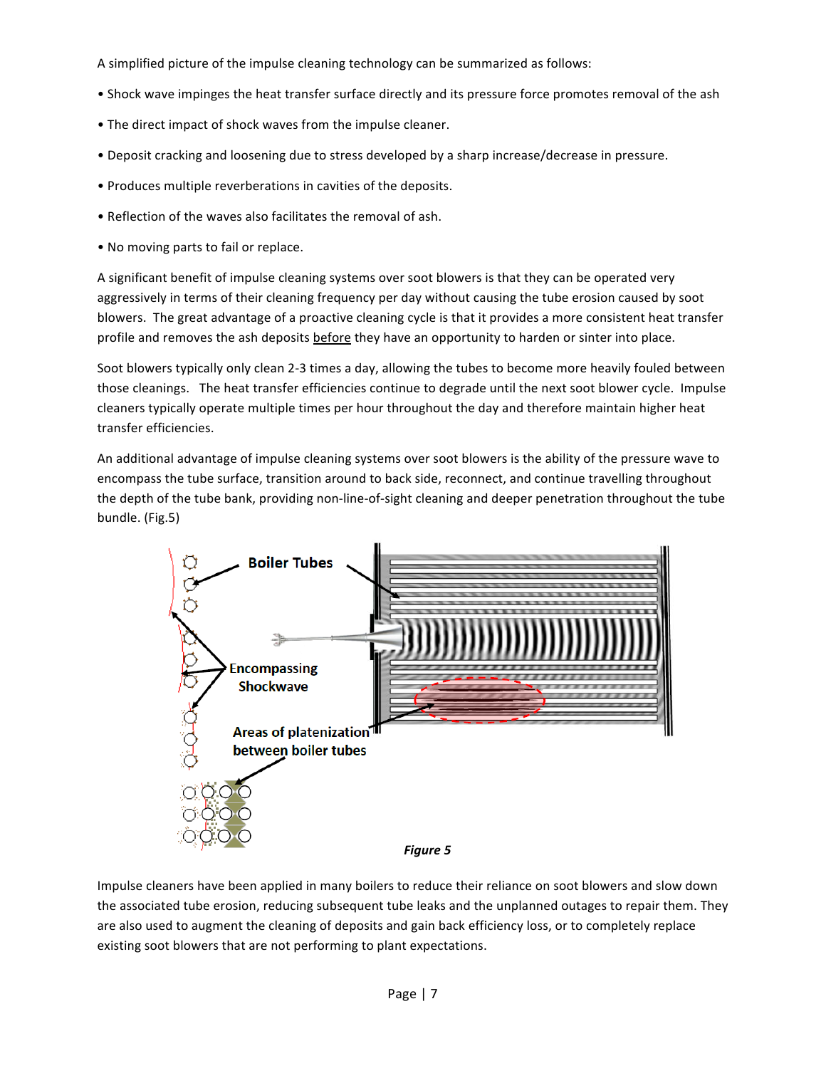A simplified picture of the impulse cleaning technology can be summarized as follows:

- Shock wave impinges the heat transfer surface directly and its pressure force promotes removal of the ash
- The direct impact of shock waves from the impulse cleaner.
- Deposit cracking and loosening due to stress developed by a sharp increase/decrease in pressure.
- Produces multiple reverberations in cavities of the deposits.
- Reflection of the waves also facilitates the removal of ash.
- No moving parts to fail or replace.

A significant benefit of impulse cleaning systems over soot blowers is that they can be operated very aggressively in terms of their cleaning frequency per day without causing the tube erosion caused by soot blowers. The great advantage of a proactive cleaning cycle is that it provides a more consistent heat transfer profile and removes the ash deposits before they have an opportunity to harden or sinter into place.

Soot blowers typically only clean 2-3 times a day, allowing the tubes to become more heavily fouled between those cleanings. The heat transfer efficiencies continue to degrade until the next soot blower cycle. Impulse cleaners typically operate multiple times per hour throughout the day and therefore maintain higher heat transfer efficiencies.

An additional advantage of impulse cleaning systems over soot blowers is the ability of the pressure wave to encompass the tube surface, transition around to back side, reconnect, and continue travelling throughout the depth of the tube bank, providing non-line-of-sight cleaning and deeper penetration throughout the tube bundle. (Fig.5)

Boiler Tubes

Encompassing Shockwave

Areas of platenization between boiler tubes

*Figure 5*

Impulse cleaners have been applied in many boilers to reduce their reliance on soot blowers and slow down the associated tube erosion, reducing subsequent tube leaks and the unplanned outages to repair them. They are also used to augment the cleaning of deposits and gain back efficiency loss, or to completely replace existing soot blowers that are not performing to plant expectations.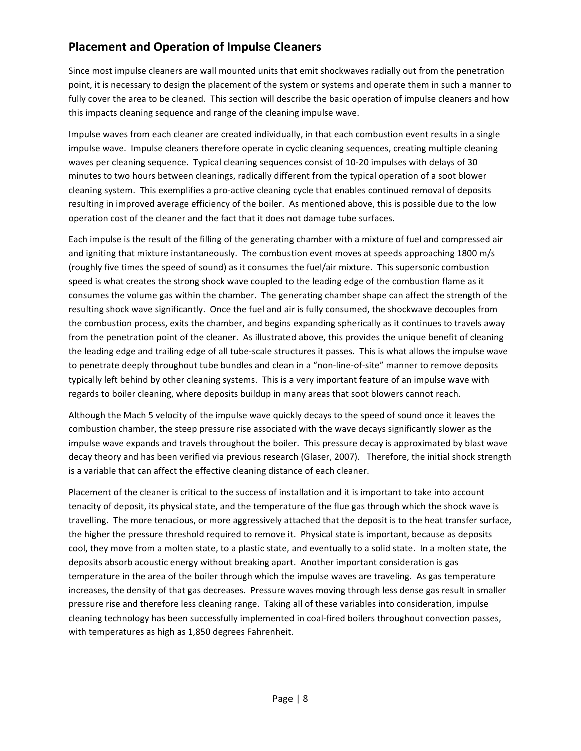## Placement and Operation of Impulse Cleaners

Since most impulse cleaners are wall mounted units that emit shockwaves radially out from the penetration point, it is necessary to design the placement of the system or systems and operate them in such a manner to fully cover the area to be cleaned. This section will describe the basic operation of impulse cleaners and how this impacts cleaning sequence and range of the cleaning impulse wave.

Impulse waves from each cleaner are created individually, in that each combustion event results in a single impulse wave. Impulse cleaners therefore operate in cyclic cleaning sequences, creating multiple cleaning waves per cleaning sequence. Typical cleaning sequences consist of 10-20 impulses with delays of 30 minutes to two hours between cleanings, radically different from the typical operation of a soot blower cleaning system. This exemplifies a pro-active cleaning cycle that enables continued removal of deposits resulting in improved average efficiency of the boiler. As mentioned above, this is possible due to the low operation cost of the cleaner and the fact that it does not damage tube surfaces.

Each impulse is the result of the filling of the generating chamber with a mixture of fuel and compressed air and igniting that mixture instantaneously. The combustion event moves at speeds approaching 1800 m/s (roughly five times the speed of sound) as it consumes the fuel/air mixture. This supersonic combustion speed is what creates the strong shock wave coupled to the leading edge of the combustion flame as it consumes the volume gas within the chamber. The generating chamber shape can affect the strength of the resulting shock wave significantly. Once the fuel and air is fully consumed, the shockwave decouples from the combustion process, exits the chamber, and begins expanding spherically as it continues to travels away from the penetration point of the cleaner. As illustrated above, this provides the unique benefit of cleaning the leading edge and trailing edge of all tube-scale structures it passes. This is what allows the impulse wave to penetrate deeply throughout tube bundles and clean in a "non-line-of-site" manner to remove deposits typically left behind by other cleaning systems. This is a very important feature of an impulse wave with regards to boiler cleaning, where deposits buildup in many areas that soot blowers cannot reach.

Although the Mach 5 velocity of the impulse wave quickly decays to the speed of sound once it leaves the combustion chamber, the steep pressure rise associated with the wave decays significantly slower as the impulse wave expands and travels throughout the boiler. This pressure decay is approximated by blast wave decay theory and has been verified via previous research (Glaser, 2007). Therefore, the initial shock strength is a variable that can affect the effective cleaning distance of each cleaner.

Placement of the cleaner is critical to the success of installation and it is important to take into account tenacity of deposit, its physical state, and the temperature of the flue gas through which the shock wave is travelling. The more tenacious, or more aggressively attached that the deposit is to the heat transfer surface, the higher the pressure threshold required to remove it. Physical state is important, because as deposits cool, they move from a molten state, to a plastic state, and eventually to a solid state. In a molten state, the deposits absorb acoustic energy without breaking apart. Another important consideration is gas temperature in the area of the boiler through which the impulse waves are traveling. As gas temperature increases, the density of that gas decreases. Pressure waves moving through less dense gas result in smaller pressure rise and therefore less cleaning range. Taking all of these variables into consideration, impulse cleaning technology has been successfully implemented in coal-fired boilers throughout convection passes, with temperatures as high as 1,850 degrees Fahrenheit.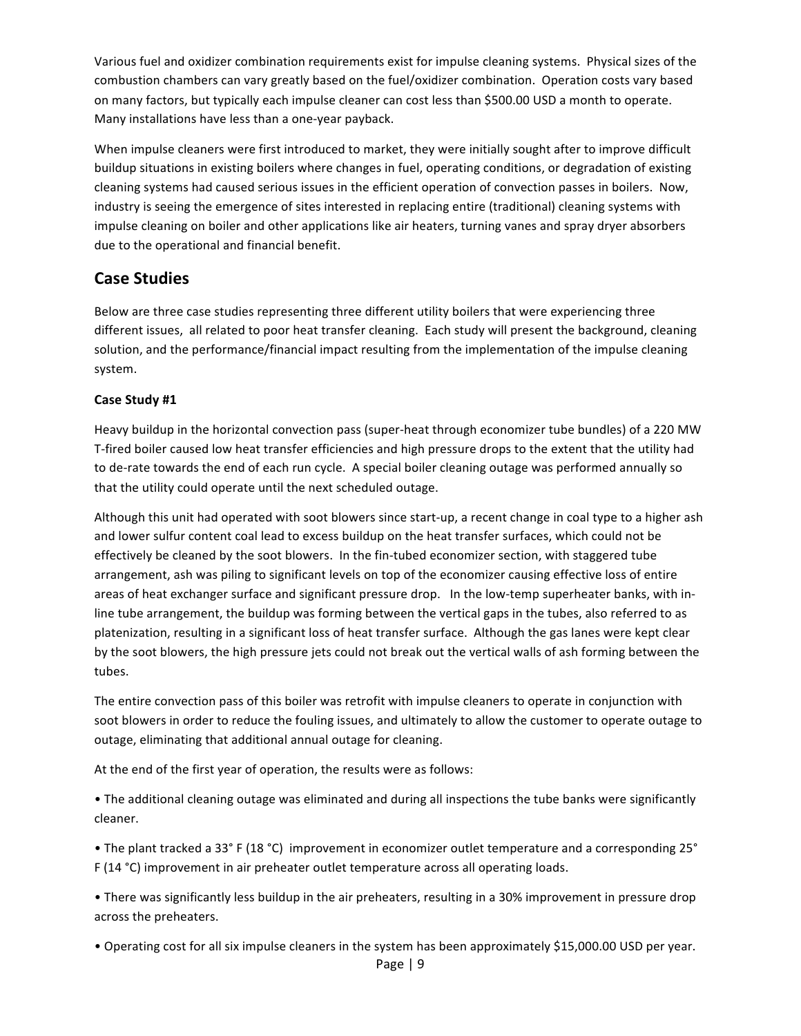Various fuel and oxidizer combination requirements exist for impulse cleaning systems. Physical sizes of the combustion chambers can vary greatly based on the fuel/oxidizer combination. Operation costs vary based on many factors, but typically each impulse cleaner can cost less than $500.00 USD a month to operate. Many installations have less than a one-year payback.

When impulse cleaners were first introduced to market, they were initially sought after to improve difficult buildup situations in existing boilers where changes in fuel, operating conditions, or degradation of existing cleaning systems had caused serious issues in the efficient operation of convection passes in boilers. Now, industry is seeing the emergence of sites interested in replacing entire (traditional) cleaning systems with impulse cleaning on boiler and other applications like air heaters, turning vanes and spray dryer absorbers due to the operational and financial benefit.

## Case Studies

Below are three case studies representing three different utility boilers that were experiencing three different issues, all related to poor heat transfer cleaning. Each study will present the background, cleaning solution, and the performance/financial impact resulting from the implementation of the impulse cleaning system.

### Case Study #1

Heavy buildup in the horizontal convection pass (super-heat through economizer tube bundles) of a 220 MW T-fired boiler caused low heat transfer efficiencies and high pressure drops to the extent that the utility had to de-rate towards the end of each run cycle. A special boiler cleaning outage was performed annually so that the utility could operate until the next scheduled outage.

Although this unit had operated with soot blowers since start-up, a recent change in coal type to a higher ash and lower sulfur content coal lead to excess buildup on the heat transfer surfaces, which could not be effectively be cleaned by the soot blowers. In the fin-tubed economizer section, with staggered tube arrangement, ash was piling to significant levels on top of the economizer causing effective loss of entire areas of heat exchanger surface and significant pressure drop. In the low-temp superheater banks, with in-line tube arrangement, the buildup was forming between the vertical gaps in the tubes, also referred to as platenization, resulting in a significant loss of heat transfer surface. Although the gas lanes were kept clear by the soot blowers, the high pressure jets could not break out the vertical walls of ash forming between the tubes.

The entire convection pass of this boiler was retrofit with impulse cleaners to operate in conjunction with soot blowers in order to reduce the fouling issues, and ultimately to allow the customer to operate outage to outage, eliminating that additional annual outage for cleaning.

At the end of the first year of operation, the results were as follows:

- The additional cleaning outage was eliminated and during all inspections the tube banks were significantly cleaner.
- The plant tracked a 33° F (18 °C) improvement in economizer outlet temperature and a corresponding 25° F (14 °C) improvement in air preheater outlet temperature across all operating loads.
- There was significantly less buildup in the air preheaters, resulting in a 30% improvement in pressure drop across the preheaters.
- Operating cost for all six impulse cleaners in the system has been approximately $15,000.00 USD per year.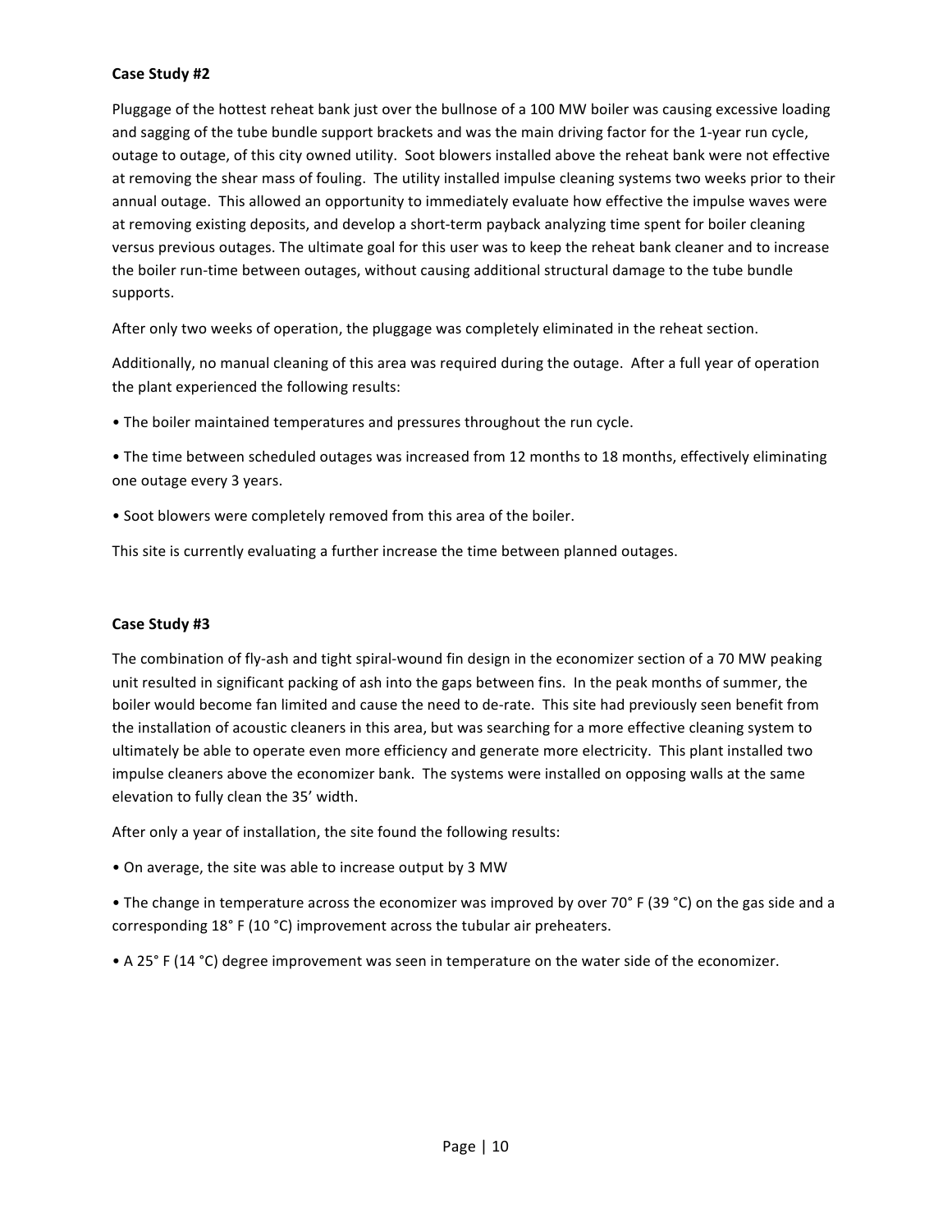**Case Study #2**

Pluggage of the hottest reheat bank just over the bullnose of a 100 MW boiler was causing excessive loading and sagging of the tube bundle support brackets and was the main driving factor for the 1-year run cycle, outage to outage, of this city owned utility. Soot blowers installed above the reheat bank were not effective at removing the shear mass of fouling. The utility installed impulse cleaning systems two weeks prior to their annual outage. This allowed an opportunity to immediately evaluate how effective the impulse waves were at removing existing deposits, and develop a short-term payback analyzing time spent for boiler cleaning versus previous outages. The ultimate goal for this user was to keep the reheat bank cleaner and to increase the boiler run-time between outages, without causing additional structural damage to the tube bundle supports.

After only two weeks of operation, the pluggage was completely eliminated in the reheat section.

Additionally, no manual cleaning of this area was required during the outage. After a full year of operation the plant experienced the following results:

- The boiler maintained temperatures and pressures throughout the run cycle.
- The time between scheduled outages was increased from 12 months to 18 months, effectively eliminating one outage every 3 years.
- Soot blowers were completely removed from this area of the boiler.

This site is currently evaluating a further increase the time between planned outages.

**Case Study #3**

The combination of fly-ash and tight spiral-wound fin design in the economizer section of a 70 MW peaking unit resulted in significant packing of ash into the gaps between fins. In the peak months of summer, the boiler would become fan limited and cause the need to de-rate. This site had previously seen benefit from the installation of acoustic cleaners in this area, but was searching for a more effective cleaning system to ultimately be able to operate even more efficiency and generate more electricity. This plant installed two impulse cleaners above the economizer bank. The systems were installed on opposing walls at the same elevation to fully clean the 35' width.

After only a year of installation, the site found the following results:

- On average, the site was able to increase output by 3 MW
- The change in temperature across the economizer was improved by over 70° F (39 °C) on the gas side and a corresponding 18° F (10 °C) improvement across the tubular air preheaters.
- A 25° F (14 °C) degree improvement was seen in temperature on the water side of the economizer.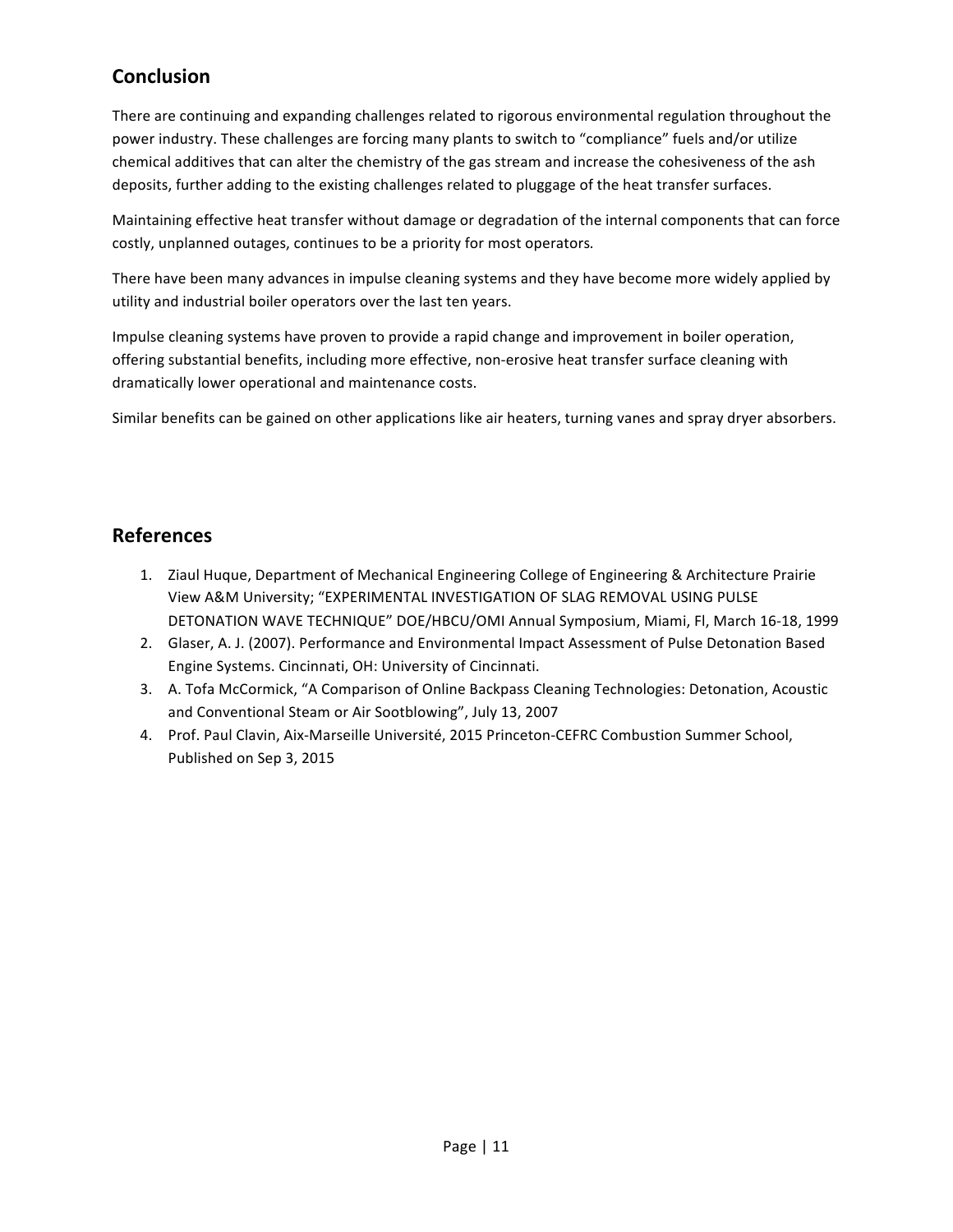## Conclusion

There are continuing and expanding challenges related to rigorous environmental regulation throughout the power industry. These challenges are forcing many plants to switch to "compliance" fuels and/or utilize chemical additives that can alter the chemistry of the gas stream and increase the cohesiveness of the ash deposits, further adding to the existing challenges related to pluggage of the heat transfer surfaces.

Maintaining effective heat transfer without damage or degradation of the internal components that can force costly, unplanned outages, continues to be a priority for most operators.

There have been many advances in impulse cleaning systems and they have become more widely applied by utility and industrial boiler operators over the last ten years.

Impulse cleaning systems have proven to provide a rapid change and improvement in boiler operation, offering substantial benefits, including more effective, non-erosive heat transfer surface cleaning with dramatically lower operational and maintenance costs.

Similar benefits can be gained on other applications like air heaters, turning vanes and spray dryer absorbers.

## References

1. Ziaul Huque, Department of Mechanical Engineering College of Engineering & Architecture Prairie View A&M University; "EXPERIMENTAL INVESTIGATION OF SLAG REMOVAL USING PULSE DETONATION WAVE TECHNIQUE" DOE/HBCU/OMI Annual Symposium, Miami, Fl, March 16-18, 1999
2. Glaser, A. J. (2007). Performance and Environmental Impact Assessment of Pulse Detonation Based Engine Systems. Cincinnati, OH: University of Cincinnati.
3. A. Tofa McCormick, "A Comparison of Online Backpass Cleaning Technologies: Detonation, Acoustic and Conventional Steam or Air Sootblowing", July 13, 2007
4. Prof. Paul Clavin, Aix-Marseille Université, 2015 Princeton-CEFRC Combustion Summer School, Published on Sep 3, 2015